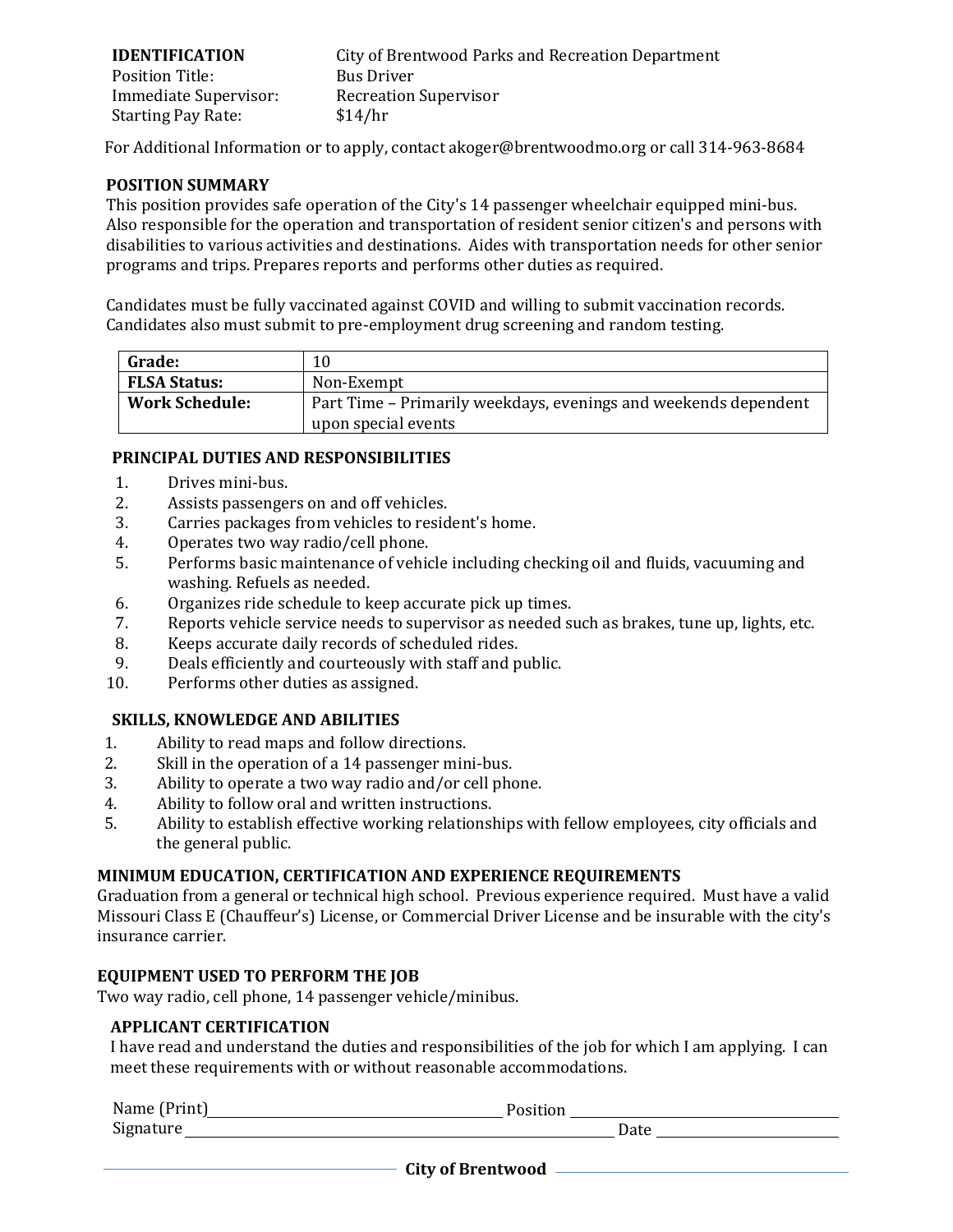**IDENTIFICATION** City of Brentwood Parks and Recreation Department

Position Title: Bus Driver

Immediate Supervisor: Recreation Supervisor

Starting Pay Rate: $14/hr

For Additional Information or to apply, contact akoger@brentwoodmo.org or call 314-963-8684

## POSITION SUMMARY

This position provides safe operation of the City's 14 passenger wheelchair equipped mini-bus. Also responsible for the operation and transportation of resident senior citizen's and persons with disabilities to various activities and destinations. Aides with transportation needs for other senior programs and trips. Prepares reports and performs other duties as required.

Candidates must be fully vaccinated against COVID and willing to submit vaccination records. Candidates also must submit to pre-employment drug screening and random testing.

| **Grade:** | 10 |
| --- | --- |
| **FLSA Status:** | Non-Exempt |
| **Work Schedule:** | Part Time – Primarily weekdays, evenings and weekends dependent upon special events |

## PRINCIPAL DUTIES AND RESPONSIBILITIES

1. Drives mini-bus.
2. Assists passengers on and off vehicles.
3. Carries packages from vehicles to resident's home.
4. Operates two way radio/cell phone.
5. Performs basic maintenance of vehicle including checking oil and fluids, vacuuming and washing. Refuels as needed.
6. Organizes ride schedule to keep accurate pick up times.
7. Reports vehicle service needs to supervisor as needed such as brakes, tune up, lights, etc.
8. Keeps accurate daily records of scheduled rides.
9. Deals efficiently and courteously with staff and public.
10. Performs other duties as assigned.

## SKILLS, KNOWLEDGE AND ABILITIES

1. Ability to read maps and follow directions.
2. Skill in the operation of a 14 passenger mini-bus.
3. Ability to operate a two way radio and/or cell phone.
4. Ability to follow oral and written instructions.
5. Ability to establish effective working relationships with fellow employees, city officials and the general public.

## MINIMUM EDUCATION, CERTIFICATION AND EXPERIENCE REQUIREMENTS

Graduation from a general or technical high school. Previous experience required. Must have a valid Missouri Class E (Chauffeur's) License, or Commercial Driver License and be insurable with the city's insurance carrier.

## EQUIPMENT USED TO PERFORM THE JOB

Two way radio, cell phone, 14 passenger vehicle/minibus.

## APPLICANT CERTIFICATION

I have read and understand the duties and responsibilities of the job for which I am applying. I can meet these requirements with or without reasonable accommodations.

Name (Print) ______________________ Position ______________________

Signature ______________________ Date ______________________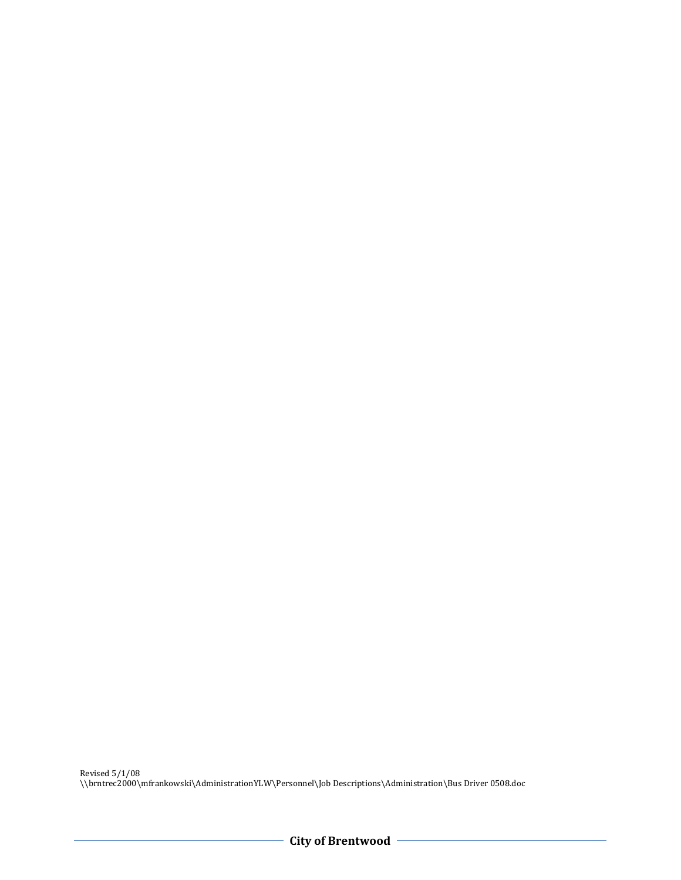Revised 5/1/08
\\brntrec2000\mfrankowski\AdministrationYLW\Personnel\Job Descriptions\Administration\Bus Driver 0508.doc